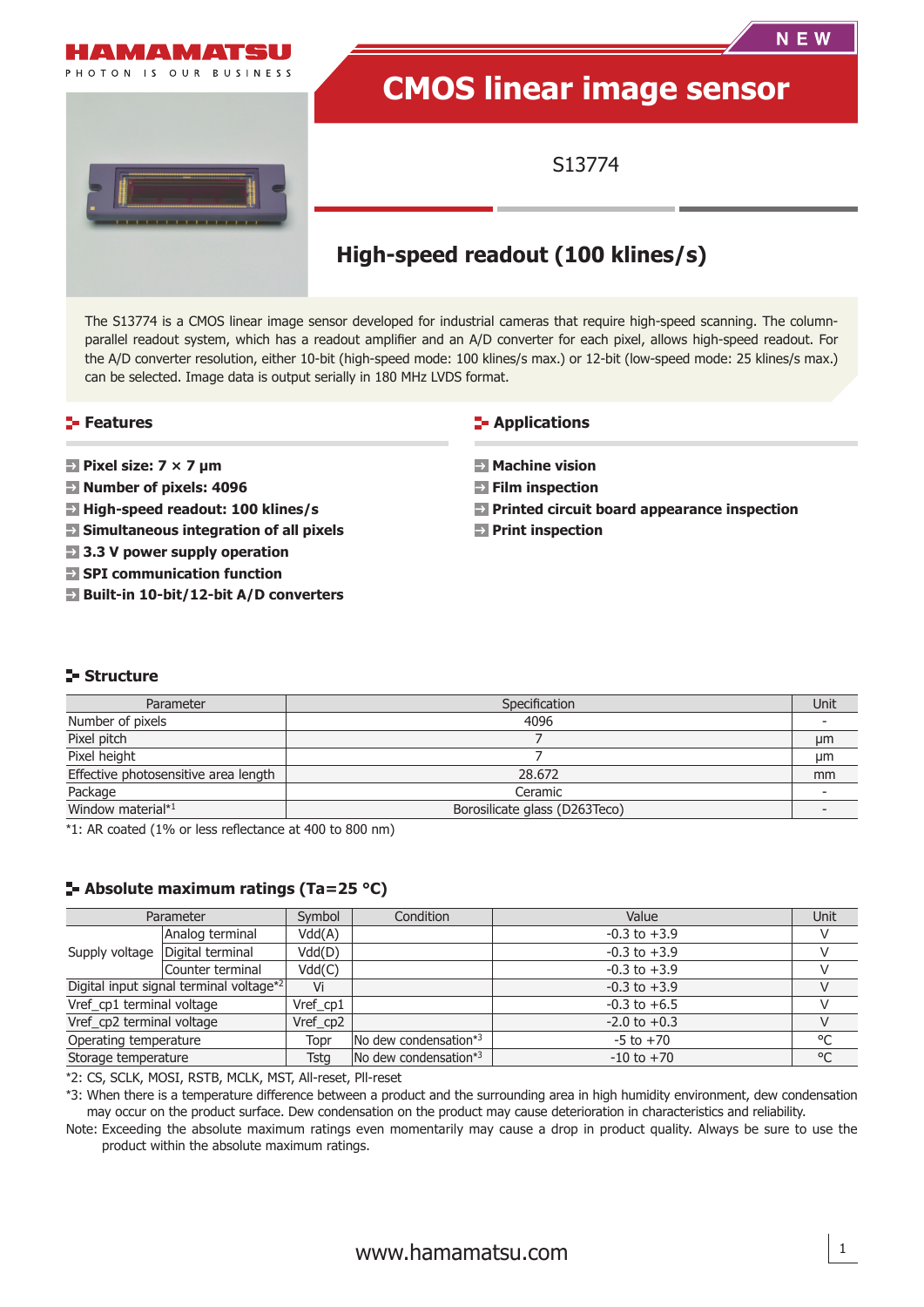HAMAMATSU

PHOTON IS OUR BUSINESS

NEW

# CMOS linear image sensor

S13774

## High-speed readout (100 klines/s)

The S13774 is a CMOS linear image sensor developed for industrial cameras that require high-speed scanning. The column-parallel readout system, which has a readout amplifier and an A/D converter for each pixel, allows high-speed readout. For the A/D converter resolution, either 10-bit (high-speed mode: 100 klines/s max.) or 12-bit (low-speed mode: 25 klines/s max.) can be selected. Image data is output serially in 180 MHz LVDS format.

### Features

- **Pixel size: 7 × 7 μm**
- **Number of pixels: 4096**
- **High-speed readout: 100 klines/s**
- **Simultaneous integration of all pixels**
- **3.3 V power supply operation**
- **SPI communication function**
- **Built-in 10-bit/12-bit A/D converters**

### Applications

- **Machine vision**
- **Film inspection**
- **Printed circuit board appearance inspection**
- **Print inspection**

### Structure

| Parameter | Specification | Unit |
|---|---|---|
| Number of pixels | 4096 | - |
| Pixel pitch | 7 | μm |
| Pixel height | 7 | μm |
| Effective photosensitive area length | 28.672 | mm |
| Package | Ceramic | - |
| Window material*1 | Borosilicate glass (D263Teco) | - |

*1: AR coated (1% or less reflectance at 400 to 800 nm)

### Absolute maximum ratings (Ta=25 °C)

| Parameter | | Symbol | Condition | Value | Unit |
|---|---|---|---|---|---|
| Supply voltage | Analog terminal | Vdd(A) | | -0.3 to +3.9 | V |
| | Digital terminal | Vdd(D) | | -0.3 to +3.9 | V |
| | Counter terminal | Vdd(C) | | -0.3 to +3.9 | V |
| Digital input signal terminal voltage*2 | | Vi | | -0.3 to +3.9 | V |
| Vref_cp1 terminal voltage | | Vref_cp1 | | -0.3 to +6.5 | V |
| Vref_cp2 terminal voltage | | Vref_cp2 | | -2.0 to +0.3 | V |
| Operating temperature | | Topr | No dew condensation*3 | -5 to +70 | °C |
| Storage temperature | | Tstg | No dew condensation*3 | -10 to +70 | °C |

*2: CS, SCLK, MOSI, RSTB, MCLK, MST, All-reset, Pll-reset

*3: When there is a temperature difference between a product and the surrounding area in high humidity environment, dew condensation may occur on the product surface. Dew condensation on the product may cause deterioration in characteristics and reliability.

Note: Exceeding the absolute maximum ratings even momentarily may cause a drop in product quality. Always be sure to use the product within the absolute maximum ratings.

www.hamamatsu.com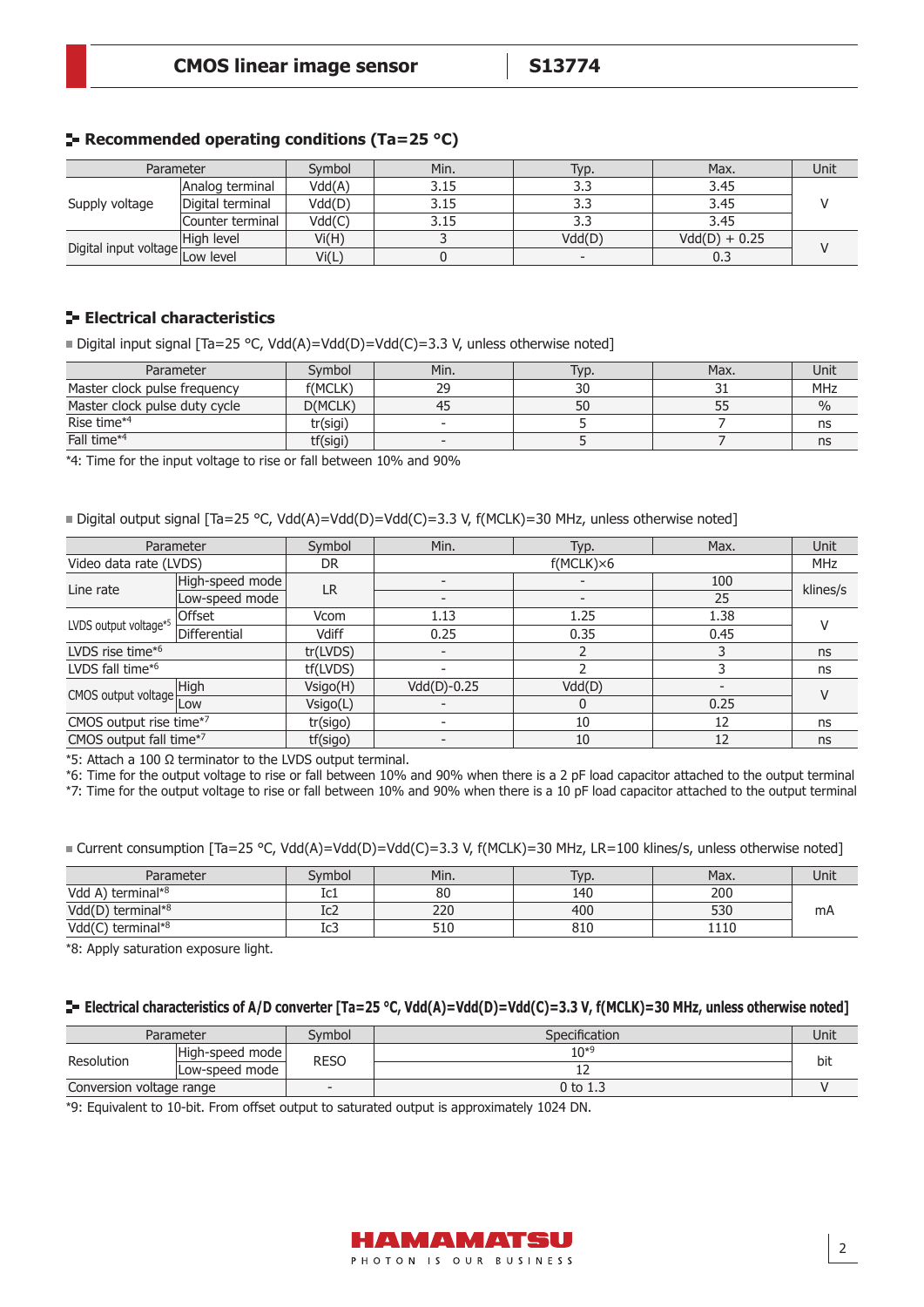## Recommended operating conditions (Ta=25 °C)

| Parameter | | Symbol | Min. | Typ. | Max. | Unit |
|---|---|---|---|---|---|---|
| Supply voltage | Analog terminal | Vdd(A) | 3.15 | 3.3 | 3.45 | V |
| | Digital terminal | Vdd(D) | 3.15 | 3.3 | 3.45 | |
| | Counter terminal | Vdd(C) | 3.15 | 3.3 | 3.45 | |
| Digital input voltage | High level | Vi(H) | 3 | Vdd(D) | Vdd(D) + 0.25 | V |
| | Low level | Vi(L) | 0 | - | 0.3 | |

## Electrical characteristics

■ Digital input signal [Ta=25 °C, Vdd(A)=Vdd(D)=Vdd(C)=3.3 V, unless otherwise noted]

| Parameter | Symbol | Min. | Typ. | Max. | Unit |
|---|---|---|---|---|---|
| Master clock pulse frequency | f(MCLK) | 29 | 30 | 31 | MHz |
| Master clock pulse duty cycle | D(MCLK) | 45 | 50 | 55 | % |
| Rise time*4 | tr(sigi) | - | 5 | 7 | ns |
| Fall time*4 | tf(sigi) | - | 5 | 7 | ns |

*4: Time for the input voltage to rise or fall between 10% and 90%

■ Digital output signal [Ta=25 °C, Vdd(A)=Vdd(D)=Vdd(C)=3.3 V, f(MCLK)=30 MHz, unless otherwise noted]

| Parameter | | Symbol | Min. | Typ. | Max. | Unit |
|---|---|---|---|---|---|---|
| Video data rate (LVDS) | | DR | | f(MCLK)×6 | | MHz |
| Line rate | High-speed mode | LR | - | - | 100 | klines/s |
| | Low-speed mode | | - | - | 25 | |
| LVDS output voltage*5 | Offset | Vcom | 1.13 | 1.25 | 1.38 | V |
| | Differential | Vdiff | 0.25 | 0.35 | 0.45 | |
| LVDS rise time*6 | | tr(LVDS) | - | 2 | 3 | ns |
| LVDS fall time*6 | | tf(LVDS) | - | 2 | 3 | ns |
| CMOS output voltage | High | Vsigo(H) | Vdd(D)-0.25 | Vdd(D) | - | V |
| | Low | Vsigo(L) | - | 0 | 0.25 | |
| CMOS output rise time*7 | | tr(sigo) | - | 10 | 12 | ns |
| CMOS output fall time*7 | | tf(sigo) | - | 10 | 12 | ns |

*5: Attach a 100 Ω terminator to the LVDS output terminal.
*6: Time for the output voltage to rise or fall between 10% and 90% when there is a 2 pF load capacitor attached to the output terminal
*7: Time for the output voltage to rise or fall between 10% and 90% when there is a 10 pF load capacitor attached to the output terminal

■ Current consumption [Ta=25 °C, Vdd(A)=Vdd(D)=Vdd(C)=3.3 V, f(MCLK)=30 MHz, LR=100 klines/s, unless otherwise noted]

| Parameter | Symbol | Min. | Typ. | Max. | Unit |
|---|---|---|---|---|---|
| Vdd A) terminal*8 | Ic1 | 80 | 140 | 200 | mA |
| Vdd(D) terminal*8 | Ic2 | 220 | 400 | 530 | |
| Vdd(C) terminal*8 | Ic3 | 510 | 810 | 1110 | |

*8: Apply saturation exposure light.

## Electrical characteristics of A/D converter [Ta=25 °C, Vdd(A)=Vdd(D)=Vdd(C)=3.3 V, f(MCLK)=30 MHz, unless otherwise noted]

| Parameter | | Symbol | Specification | Unit |
|---|---|---|---|---|
| Resolution | High-speed mode | RESO | 10*9 | bit |
| | Low-speed mode | | 12 | |
| Conversion voltage range | | - | 0 to 1.3 | V |

*9: Equivalent to 10-bit. From offset output to saturated output is approximately 1024 DN.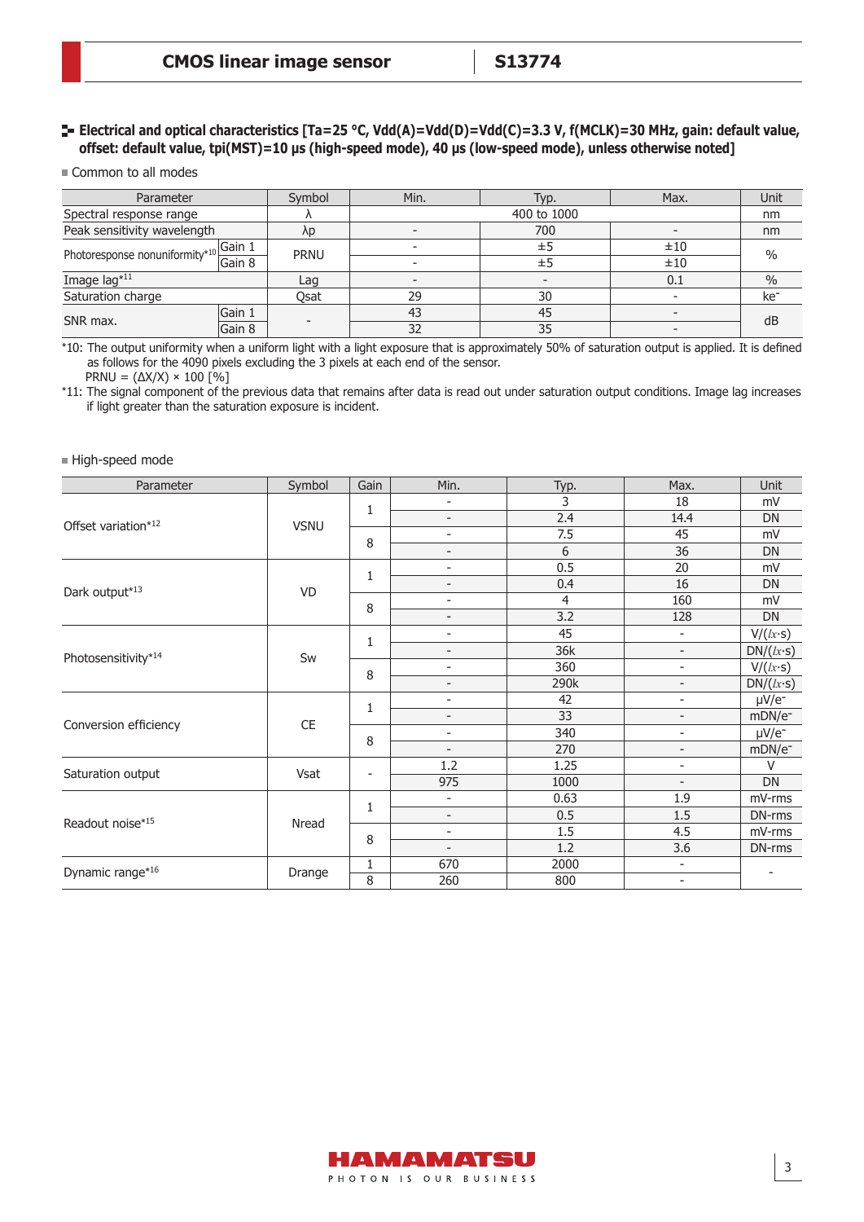## Electrical and optical characteristics [Ta=25 °C, Vdd(A)=Vdd(D)=Vdd(C)=3.3 V, f(MCLK)=30 MHz, gain: default value, offset: default value, tpi(MST)=10 μs (high-speed mode), 40 μs (low-speed mode), unless otherwise noted]

■ Common to all modes

| Parameter | | Symbol | Min. | Typ. | Max. | Unit |
|---|---|---|---|---|---|---|
| Spectral response range | | λ | | 400 to 1000 | | nm |
| Peak sensitivity wavelength | | λp | - | 700 | - | nm |
| Photoresponse nonuniformity*10 | Gain 1 | PRNU | - | ±5 | ±10 | % |
| | Gain 8 | | - | ±5 | ±10 | |
| Image lag*11 | | Lag | - | - | 0.1 | % |
| Saturation charge | | Qsat | 29 | 30 | - | ke⁻ |
| SNR max. | Gain 1 | - | 43 | 45 | - | dB |
| | Gain 8 | | 32 | 35 | - | |

*10: The output uniformity when a uniform light with a light exposure that is approximately 50% of saturation output is applied. It is defined as follows for the 4090 pixels excluding the 3 pixels at each end of the sensor.

PRNU = (ΔX/X) × 100 [%]

*11: The signal component of the previous data that remains after data is read out under saturation output conditions. Image lag increases if light greater than the saturation exposure is incident.

■ High-speed mode

| Parameter | Symbol | Gain | Min. | Typ. | Max. | Unit |
|---|---|---|---|---|---|---|
| Offset variation*12 | VSNU | 1 | - | 3 | 18 | mV |
| | | | - | 2.4 | 14.4 | DN |
| | | 8 | - | 7.5 | 45 | mV |
| | | | - | 6 | 36 | DN |
| Dark output*13 | VD | 1 | - | 0.5 | 20 | mV |
| | | | - | 0.4 | 16 | DN |
| | | 8 | - | 4 | 160 | mV |
| | | | - | 3.2 | 128 | DN |
| Photosensitivity*14 | Sw | 1 | - | 45 | - | V/(lx·s) |
| | | | - | 36k | - | DN/(lx·s) |
| | | 8 | - | 360 | - | V/(lx·s) |
| | | | - | 290k | - | DN/(lx·s) |
| Conversion efficiency | CE | 1 | - | 42 | - | μV/e⁻ |
| | | | - | 33 | - | mDN/e⁻ |
| | | 8 | - | 340 | - | μV/e⁻ |
| | | | - | 270 | - | mDN/e⁻ |
| Saturation output | Vsat | - | 1.2 | 1.25 | - | V |
| | | | 975 | 1000 | - | DN |
| Readout noise*15 | Nread | 1 | - | 0.63 | 1.9 | mV-rms |
| | | | - | 0.5 | 1.5 | DN-rms |
| | | 8 | - | 1.5 | 4.5 | mV-rms |
| | | | - | 1.2 | 3.6 | DN-rms |
| Dynamic range*16 | Drange | 1 | 670 | 2000 | - | - |
| | | 8 | 260 | 800 | - | |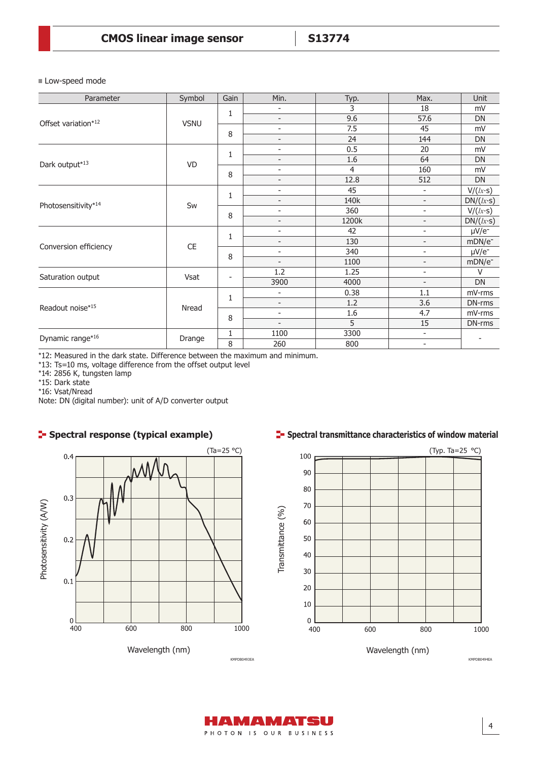■ Low-speed mode

| Parameter | Symbol | Gain | Min. | Typ. | Max. | Unit |
|---|---|---|---|---|---|---|
| Offset variation*12 | VSNU | 1 | - | 3 | 18 | mV |
| | | | - | 9.6 | 57.6 | DN |
| | | 8 | - | 7.5 | 45 | mV |
| | | | - | 24 | 144 | DN |
| Dark output*13 | VD | 1 | - | 0.5 | 20 | mV |
| | | | - | 1.6 | 64 | DN |
| | | 8 | - | 4 | 160 | mV |
| | | | - | 12.8 | 512 | DN |
| Photosensitivity*14 | Sw | 1 | - | 45 | - | V/(lx·s) |
| | | | - | 140k | - | DN/(lx·s) |
| | | 8 | - | 360 | - | V/(lx·s) |
| | | | - | 1200k | - | DN/(lx·s) |
| Conversion efficiency | CE | 1 | - | 42 | - | μV/e⁻ |
| | | | - | 130 | - | mDN/e⁻ |
| | | 8 | - | 340 | - | μV/e⁻ |
| | | | - | 1100 | - | mDN/e⁻ |
| Saturation output | Vsat | - | 1.2 | 1.25 | - | V |
| | | | 3900 | 4000 | - | DN |
| Readout noise*15 | Nread | 1 | - | 0.38 | 1.1 | mV-rms |
| | | | - | 1.2 | 3.6 | DN-rms |
| | | 8 | - | 1.6 | 4.7 | mV-rms |
| | | | - | 5 | 15 | DN-rms |
| Dynamic range*16 | Drange | 1 | 1100 | 3300 | - | - |
| | | 8 | 260 | 800 | - | |

*12: Measured in the dark state. Difference between the maximum and minimum.
*13: Ts=10 ms, voltage difference from the offset output level
*14: 2856 K, tungsten lamp
*15: Dark state
*16: Vsat/Nread
Note: DN (digital number): unit of A/D converter output

## Spectral response (typical example)

(Ta=25 °C)

Photosensitivity (A/W) vs. Wavelength (nm)

KMPDB0493EA

## Spectral transmittance characteristics of window material

(Typ. Ta=25 °C)

Transmittance (%) vs. Wavelength (nm)

KMPDB0494EA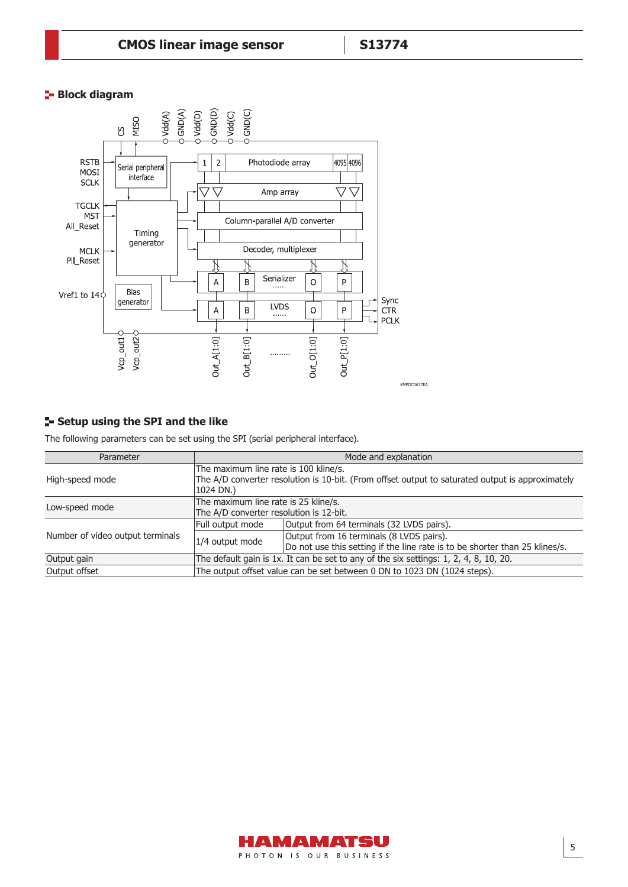## Block diagram

## Setup using the SPI and the like

The following parameters can be set using the SPI (serial peripheral interface).

| Parameter | Mode and explanation | |
|---|---|---|
| High-speed mode | The maximum line rate is 100 kline/s.<br>The A/D converter resolution is 10-bit. (From offset output to saturated output is approximately 1024 DN.) | |
| Low-speed mode | The maximum line rate is 25 kline/s.<br>The A/D converter resolution is 12-bit. | |
| Number of video output terminals | Full output mode | Output from 64 terminals (32 LVDS pairs). |
| | 1/4 output mode | Output from 16 terminals (8 LVDS pairs).<br>Do not use this setting if the line rate is to be shorter than 25 klines/s. |
| Output gain | The default gain is 1x. It can be set to any of the six settings: 1, 2, 4, 8, 10, 20. | |
| Output offset | The output offset value can be set between 0 DN to 1023 DN (1024 steps). | |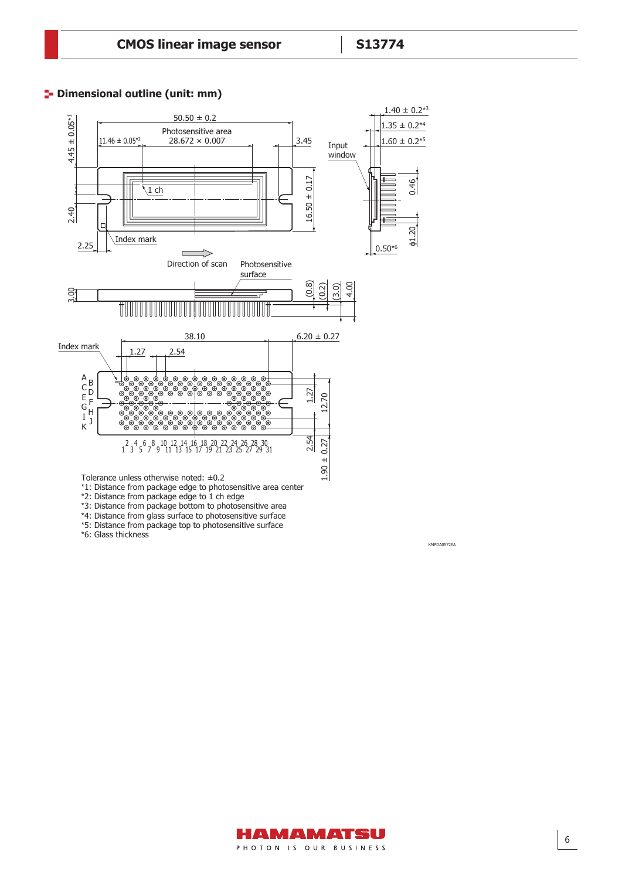## Dimensional outline (unit: mm)

Tolerance unless otherwise noted: ±0.2

*1: Distance from package edge to photosensitive area center

*2: Distance from package edge to 1 ch edge

*3: Distance from package bottom to photosensitive area

*4: Distance from glass surface to photosensitive surface

*5: Distance from package top to photosensitive surface

*6: Glass thickness

KMPDA0572EA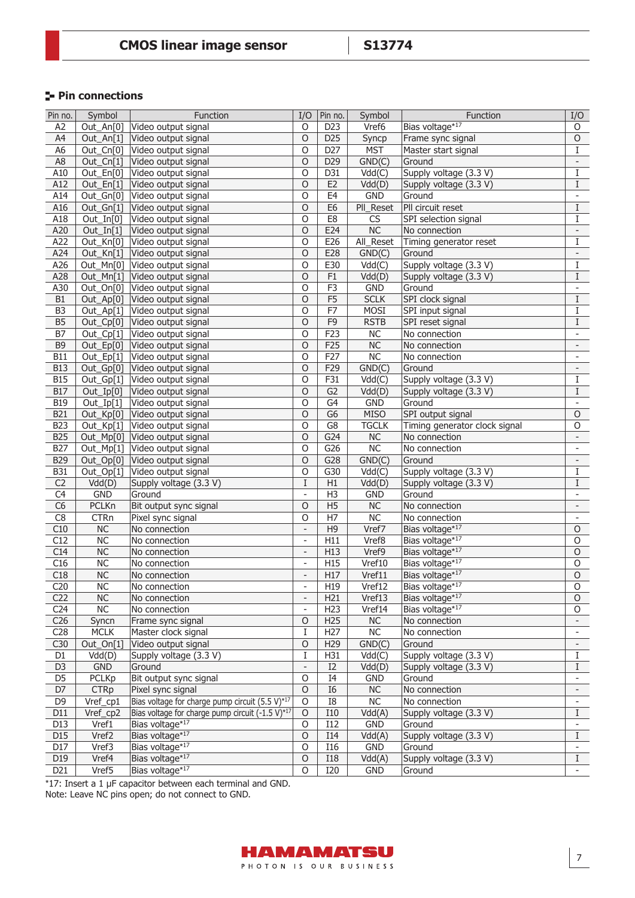## Pin connections

| Pin no. | Symbol | Function | I/O | Pin no. | Symbol | Function | I/O |
|---|---|---|---|---|---|---|---|
| A2 | Out_An[0] | Video output signal | O | D23 | Vref6 | Bias voltage*17 | O |
| A4 | Out_An[1] | Video output signal | O | D25 | Syncp | Frame sync signal | O |
| A6 | Out_Cn[0] | Video output signal | O | D27 | MST | Master start signal | I |
| A8 | Out_Cn[1] | Video output signal | O | D29 | GND(C) | Ground | - |
| A10 | Out_En[0] | Video output signal | O | D31 | Vdd(C) | Supply voltage (3.3 V) | I |
| A12 | Out_En[1] | Video output signal | O | E2 | Vdd(D) | Supply voltage (3.3 V) | I |
| A14 | Out_Gn[0] | Video output signal | O | E4 | GND | Ground | - |
| A16 | Out_Gn[1] | Video output signal | O | E6 | Pll_Reset | Pll circuit reset | I |
| A18 | Out_In[0] | Video output signal | O | E8 | CS | SPI selection signal | I |
| A20 | Out_In[1] | Video output signal | O | E24 | NC | No connection | - |
| A22 | Out_Kn[0] | Video output signal | O | E26 | All_Reset | Timing generator reset | I |
| A24 | Out_Kn[1] | Video output signal | O | E28 | GND(C) | Ground | - |
| A26 | Out_Mn[0] | Video output signal | O | E30 | Vdd(C) | Supply voltage (3.3 V) | I |
| A28 | Out_Mn[1] | Video output signal | O | F1 | Vdd(D) | Supply voltage (3.3 V) | I |
| A30 | Out_On[0] | Video output signal | O | F3 | GND | Ground | - |
| B1 | Out_Ap[0] | Video output signal | O | F5 | SCLK | SPI clock signal | I |
| B3 | Out_Ap[1] | Video output signal | O | F7 | MOSI | SPI input signal | I |
| B5 | Out_Cp[0] | Video output signal | O | F9 | RSTB | SPI reset signal | I |
| B7 | Out_Cp[1] | Video output signal | O | F23 | NC | No connection | - |
| B9 | Out_Ep[0] | Video output signal | O | F25 | NC | No connection | - |
| B11 | Out_Ep[1] | Video output signal | O | F27 | NC | No connection | - |
| B13 | Out_Gp[0] | Video output signal | O | F29 | GND(C) | Ground | - |
| B15 | Out_Gp[1] | Video output signal | O | F31 | Vdd(C) | Supply voltage (3.3 V) | I |
| B17 | Out_Ip[0] | Video output signal | O | G2 | Vdd(D) | Supply voltage (3.3 V) | I |
| B19 | Out_Ip[1] | Video output signal | O | G4 | GND | Ground | - |
| B21 | Out_Kp[0] | Video output signal | O | G6 | MISO | SPI output signal | O |
| B23 | Out_Kp[1] | Video output signal | O | G8 | TGCLK | Timing generator clock signal | O |
| B25 | Out_Mp[0] | Video output signal | O | G24 | NC | No connection | - |
| B27 | Out_Mp[1] | Video output signal | O | G26 | NC | No connection | - |
| B29 | Out_Op[0] | Video output signal | O | G28 | GND(C) | Ground | - |
| B31 | Out_Op[1] | Video output signal | O | G30 | Vdd(C) | Supply voltage (3.3 V) | I |
| C2 | Vdd(D) | Supply voltage (3.3 V) | I | H1 | Vdd(D) | Supply voltage (3.3 V) | I |
| C4 | GND | Ground | - | H3 | GND | Ground | - |
| C6 | PCLKn | Bit output sync signal | O | H5 | NC | No connection | - |
| C8 | CTRn | Pixel sync signal | O | H7 | NC | No connection | - |
| C10 | NC | No connection | - | H9 | Vref7 | Bias voltage*17 | O |
| C12 | NC | No connection | - | H11 | Vref8 | Bias voltage*17 | O |
| C14 | NC | No connection | - | H13 | Vref9 | Bias voltage*17 | O |
| C16 | NC | No connection | - | H15 | Vref10 | Bias voltage*17 | O |
| C18 | NC | No connection | - | H17 | Vref11 | Bias voltage*17 | O |
| C20 | NC | No connection | - | H19 | Vref12 | Bias voltage*17 | O |
| C22 | NC | No connection | - | H21 | Vref13 | Bias voltage*17 | O |
| C24 | NC | No connection | - | H23 | Vref14 | Bias voltage*17 | O |
| C26 | Syncn | Frame sync signal | O | H25 | NC | No connection | - |
| C28 | MCLK | Master clock signal | I | H27 | NC | No connection | - |
| C30 | Out_On[1] | Video output signal | O | H29 | GND(C) | Ground | - |
| D1 | Vdd(D) | Supply voltage (3.3 V) | I | H31 | Vdd(C) | Supply voltage (3.3 V) | I |
| D3 | GND | Ground | - | I2 | Vdd(D) | Supply voltage (3.3 V) | I |
| D5 | PCLKp | Bit output sync signal | O | I4 | GND | Ground | - |
| D7 | CTRp | Pixel sync signal | O | I6 | NC | No connection | - |
| D9 | Vref_cp1 | Bias voltage for charge pump circuit (5.5 V)*17 | O | I8 | NC | No connection | - |
| D11 | Vref_cp2 | Bias voltage for charge pump circuit (-1.5 V)*17 | O | I10 | Vdd(A) | Supply voltage (3.3 V) | I |
| D13 | Vref1 | Bias voltage*17 | O | I12 | GND | Ground | - |
| D15 | Vref2 | Bias voltage*17 | O | I14 | Vdd(A) | Supply voltage (3.3 V) | I |
| D17 | Vref3 | Bias voltage*17 | O | I16 | GND | Ground | - |
| D19 | Vref4 | Bias voltage*17 | O | I18 | Vdd(A) | Supply voltage (3.3 V) | I |
| D21 | Vref5 | Bias voltage*17 | O | I20 | GND | Ground | - |

*17: Insert a 1 µF capacitor between each terminal and GND.

Note: Leave NC pins open; do not connect to GND.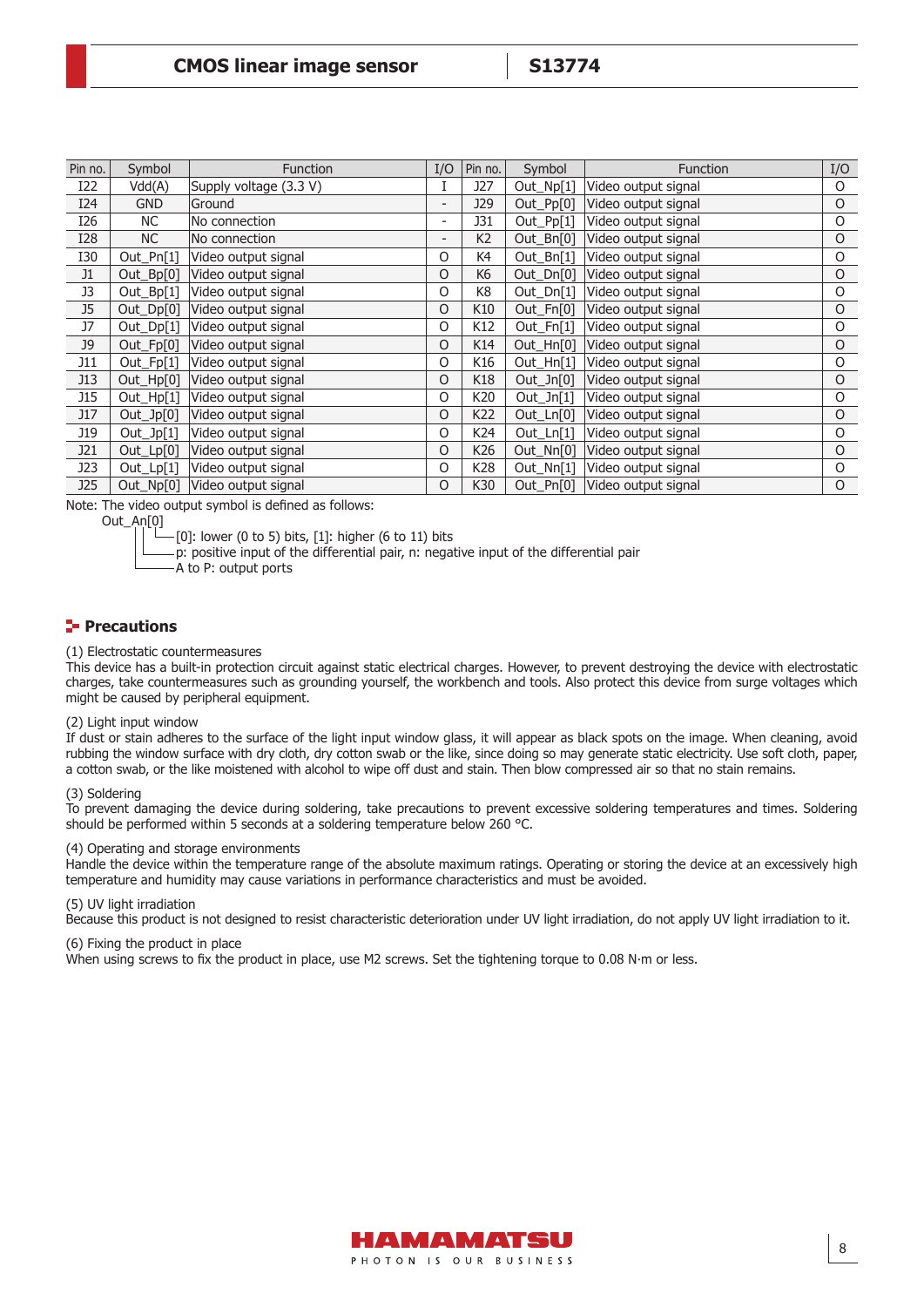| Pin no. | Symbol | Function | I/O | Pin no. | Symbol | Function | I/O |
|---|---|---|---|---|---|---|---|
| I22 | Vdd(A) | Supply voltage (3.3 V) | I | J27 | Out_Np[1] | Video output signal | O |
| I24 | GND | Ground | - | J29 | Out_Pp[0] | Video output signal | O |
| I26 | NC | No connection | - | J31 | Out_Pp[1] | Video output signal | O |
| I28 | NC | No connection | - | K2 | Out_Bn[0] | Video output signal | O |
| I30 | Out_Pn[1] | Video output signal | O | K4 | Out_Bn[1] | Video output signal | O |
| J1 | Out_Bp[0] | Video output signal | O | K6 | Out_Dn[0] | Video output signal | O |
| J3 | Out_Bp[1] | Video output signal | O | K8 | Out_Dn[1] | Video output signal | O |
| J5 | Out_Dp[0] | Video output signal | O | K10 | Out_Fn[0] | Video output signal | O |
| J7 | Out_Dp[1] | Video output signal | O | K12 | Out_Fn[1] | Video output signal | O |
| J9 | Out_Fp[0] | Video output signal | O | K14 | Out_Hn[0] | Video output signal | O |
| J11 | Out_Fp[1] | Video output signal | O | K16 | Out_Hn[1] | Video output signal | O |
| J13 | Out_Hp[0] | Video output signal | O | K18 | Out_Jn[0] | Video output signal | O |
| J15 | Out_Hp[1] | Video output signal | O | K20 | Out_Jn[1] | Video output signal | O |
| J17 | Out_Jp[0] | Video output signal | O | K22 | Out_Ln[0] | Video output signal | O |
| J19 | Out_Jp[1] | Video output signal | O | K24 | Out_Ln[1] | Video output signal | O |
| J21 | Out_Lp[0] | Video output signal | O | K26 | Out_Nn[0] | Video output signal | O |
| J23 | Out_Lp[1] | Video output signal | O | K28 | Out_Nn[1] | Video output signal | O |
| J25 | Out_Np[0] | Video output signal | O | K30 | Out_Pn[0] | Video output signal | O |

Note: The video output symbol is defined as follows:

```
Out_An[0]
  ||  └─[0]: lower (0 to 5) bits, [1]: higher (6 to 11) bits
  |└────p: positive input of the differential pair, n: negative input of the differential pair
  └─────A to P: output ports
```

## Precautions

(1) Electrostatic countermeasures

This device has a built-in protection circuit against static electrical charges. However, to prevent destroying the device with electrostatic charges, take countermeasures such as grounding yourself, the workbench and tools. Also protect this device from surge voltages which might be caused by peripheral equipment.

(2) Light input window

If dust or stain adheres to the surface of the light input window glass, it will appear as black spots on the image. When cleaning, avoid rubbing the window surface with dry cloth, dry cotton swab or the like, since doing so may generate static electricity. Use soft cloth, paper, a cotton swab, or the like moistened with alcohol to wipe off dust and stain. Then blow compressed air so that no stain remains.

(3) Soldering

To prevent damaging the device during soldering, take precautions to prevent excessive soldering temperatures and times. Soldering should be performed within 5 seconds at a soldering temperature below 260 °C.

(4) Operating and storage environments

Handle the device within the temperature range of the absolute maximum ratings. Operating or storing the device at an excessively high temperature and humidity may cause variations in performance characteristics and must be avoided.

(5) UV light irradiation

Because this product is not designed to resist characteristic deterioration under UV light irradiation, do not apply UV light irradiation to it.

(6) Fixing the product in place

When using screws to fix the product in place, use M2 screws. Set the tightening torque to 0.08 N·m or less.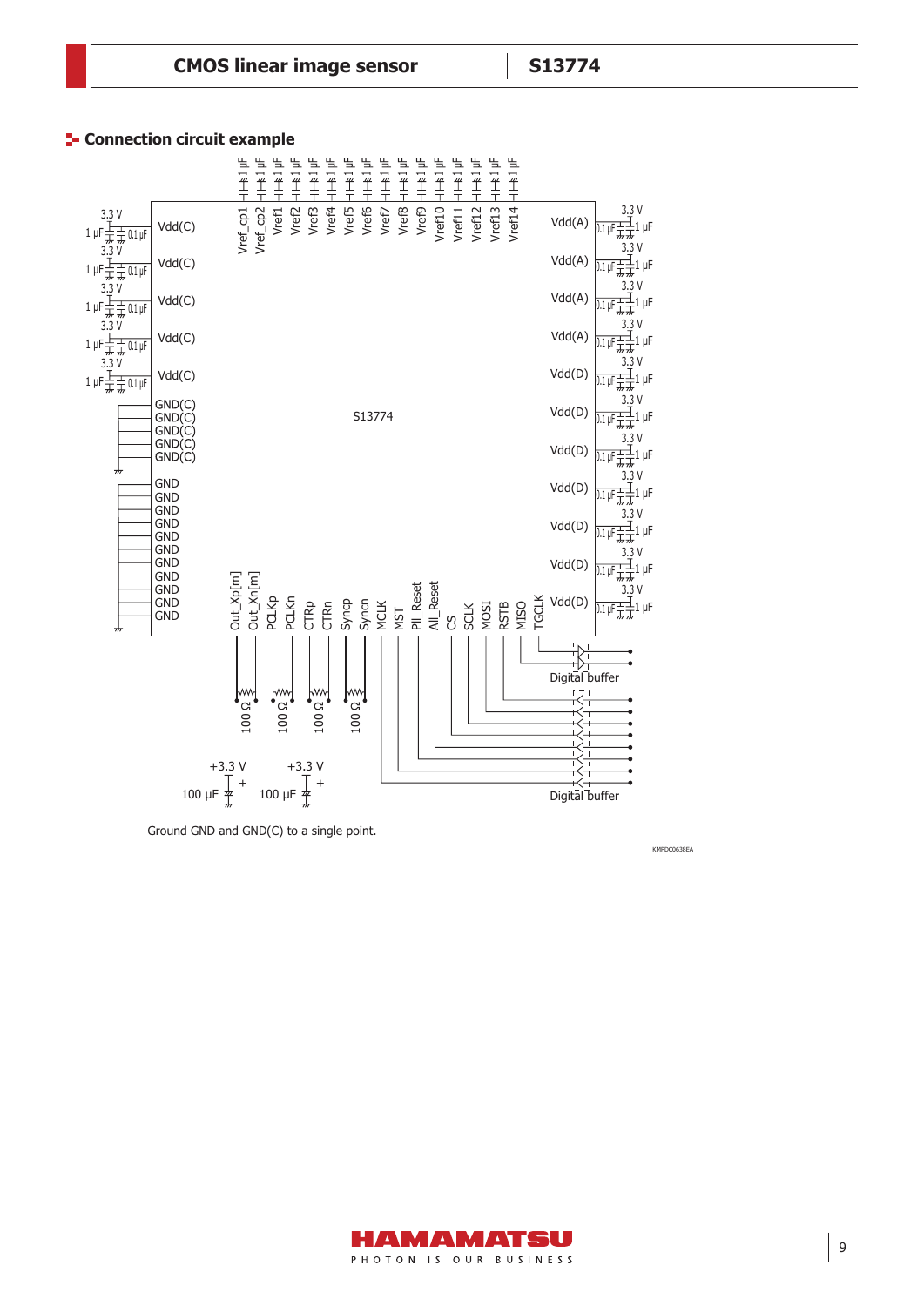## Connection circuit example

Ground GND and GND(C) to a single point.

KMPDC0638EA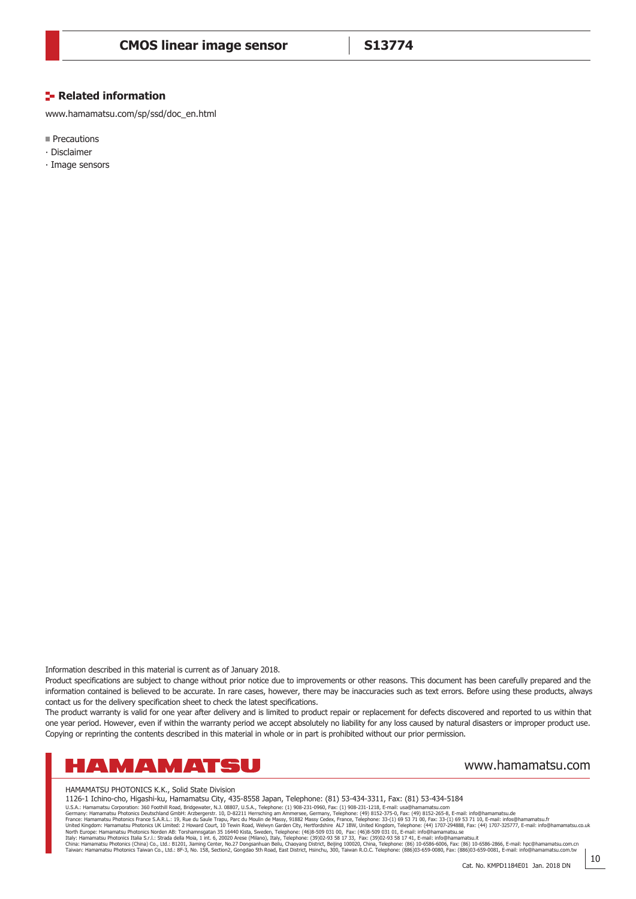## Related information

www.hamamatsu.com/sp/ssd/doc_en.html

- Precautions
- · Disclaimer
- · Image sensors

Information described in this material is current as of January 2018.

Product specifications are subject to change without prior notice due to improvements or other reasons. This document has been carefully prepared and the information contained is believed to be accurate. In rare cases, however, there may be inaccuracies such as text errors. Before using these products, always contact us for the delivery specification sheet to check the latest specifications.

The product warranty is valid for one year after delivery and is limited to product repair or replacement for defects discovered and reported to us within that one year period. However, even if within the warranty period we accept absolutely no liability for any loss caused by natural disasters or improper product use.

Copying or reprinting the contents described in this material in whole or in part is prohibited without our prior permission.

**HAMAMATSU**

www.hamamatsu.com

HAMAMATSU PHOTONICS K.K., Solid State Division

1126-1 Ichino-cho, Higashi-ku, Hamamatsu City, 435-8558 Japan, Telephone: (81) 53-434-3311, Fax: (81) 53-434-5184

U.S.A.: Hamamatsu Corporation: 360 Foothill Road, Bridgewater, N.J. 08807, U.S.A., Telephone: (1) 908-231-0960, Fax: (1) 908-231-1218, E-mail: usa@hamamatsu.com
Germany: Hamamatsu Photonics Deutschland GmbH: Arzbergerstr. 10, D-82211 Herrsching am Ammersee, Germany, Telephone: (49) 8152-375-0, Fax: (49) 8152-265-8, E-mail: info@hamamatsu.de
France: Hamamatsu Photonics France S.A.R.L.: 19, Rue du Saule Trapu, Parc du Moulin de Massy, 91882 Massy Cedex, France, Telephone: 33-(1) 69 53 71 00, Fax: 33-(1) 69 53 71 10, E-mail: infos@hamamatsu.fr
United Kingdom: Hamamatsu Photonics UK Limited: 2 Howard Court, 10 Tewin Road, Welwyn Garden City, Hertfordshire AL7 1BW, United Kingdom, Telephone: (44) 1707-294888, Fax: (44) 1707-325777, E-mail: info@hamamatsu.co.uk
North Europe: Hamamatsu Photonics Norden AB: Torshamnsgatan 35 16440 Kista, Sweden, Telephone: (46)8-509 031 00, Fax: (46)8-509 031 01, E-mail: info@hamamatsu.se
Italy: Hamamatsu Photonics Italia S.r.l.: Strada della Moia, 1 int. 6, 20020 Arese (Milano), Italy, Telephone: (39)02-93 58 17 33, Fax: (39)02-93 58 17 41, E-mail: info@hamamatsu.it
China: Hamamatsu Photonics (China) Co., Ltd.: B1201, Jiaming Center, No.27 Dongsanhuan Beilu, Chaoyang District, Beijing 100020, China, Telephone: (86) 10-6586-6006, Fax: (86) 10-6586-2866, E-mail: hpc@hamamatsu.com.cn
Taiwan: Hamamatsu Photonics Taiwan Co., Ltd.: 8F-3, No. 158, Section2, Gongdao 5th Road, East District, Hsinchu, 300, Taiwan R.O.C. Telephone: (886)03-659-0080, Fax: (886)03-659-0081, E-mail: info@hamamatsu.com.tw

Cat. No. KMPD1184E01 Jan. 2018 DN